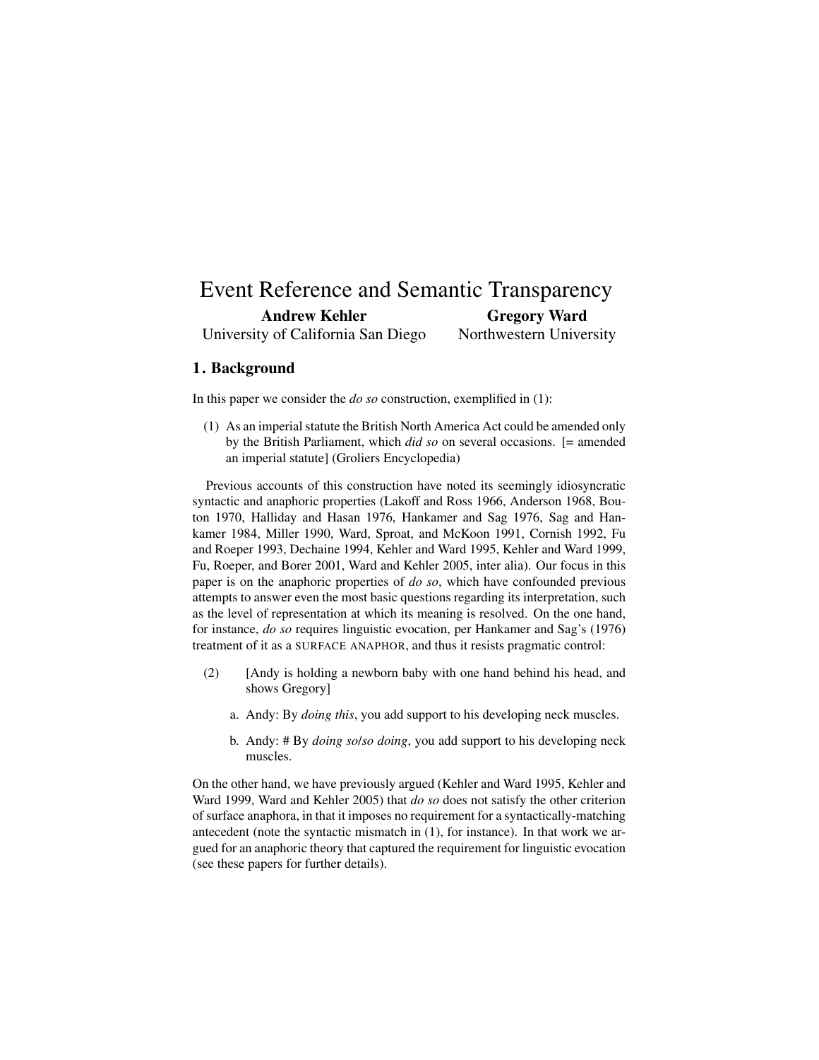# Event Reference and Semantic Transparency

**Andrew Kehler**
University of California San Diego

**Gregory Ward**
Northwestern University

## 1. Background

In this paper we consider the *do so* construction, exemplified in (1):

(1) As an imperial statute the British North America Act could be amended only by the British Parliament, which *did so* on several occasions. [= amended an imperial statute] (Groliers Encyclopedia)

Previous accounts of this construction have noted its seemingly idiosyncratic syntactic and anaphoric properties (Lakoff and Ross 1966, Anderson 1968, Bouton 1970, Halliday and Hasan 1976, Hankamer and Sag 1976, Sag and Hankamer 1984, Miller 1990, Ward, Sproat, and McKoon 1991, Cornish 1992, Fu and Roeper 1993, Dechaine 1994, Kehler and Ward 1995, Kehler and Ward 1999, Fu, Roeper, and Borer 2001, Ward and Kehler 2005, inter alia). Our focus in this paper is on the anaphoric properties of *do so*, which have confounded previous attempts to answer even the most basic questions regarding its interpretation, such as the level of representation at which its meaning is resolved. On the one hand, for instance, *do so* requires linguistic evocation, per Hankamer and Sag's (1976) treatment of it as a SURFACE ANAPHOR, and thus it resists pragmatic control:

(2) [Andy is holding a newborn baby with one hand behind his head, and shows Gregory]

a. Andy: By *doing this*, you add support to his developing neck muscles.

b. Andy: # By *doing so*/*so doing*, you add support to his developing neck muscles.

On the other hand, we have previously argued (Kehler and Ward 1995, Kehler and Ward 1999, Ward and Kehler 2005) that *do so* does not satisfy the other criterion of surface anaphora, in that it imposes no requirement for a syntactically-matching antecedent (note the syntactic mismatch in (1), for instance). In that work we argued for an anaphoric theory that captured the requirement for linguistic evocation (see these papers for further details).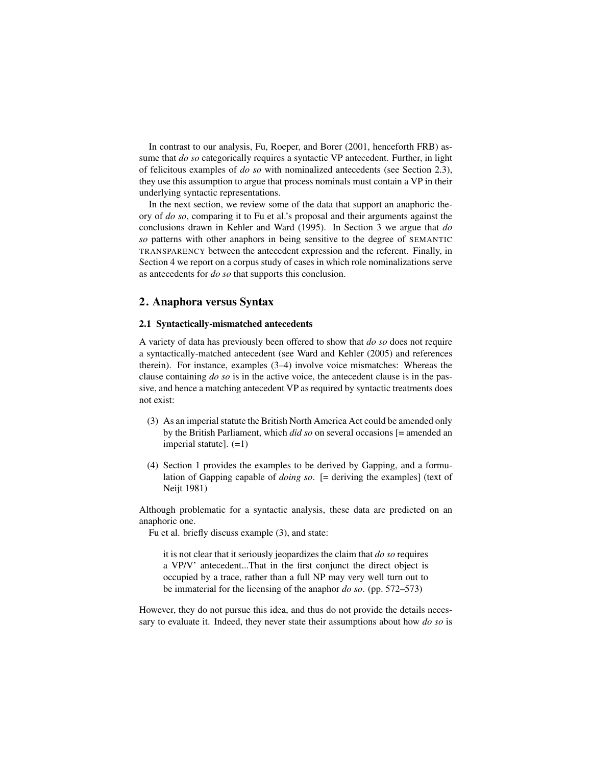In contrast to our analysis, Fu, Roeper, and Borer (2001, henceforth FRB) assume that *do so* categorically requires a syntactic VP antecedent. Further, in light of felicitous examples of *do so* with nominalized antecedents (see Section 2.3), they use this assumption to argue that process nominals must contain a VP in their underlying syntactic representations.

In the next section, we review some of the data that support an anaphoric theory of *do so*, comparing it to Fu et al.'s proposal and their arguments against the conclusions drawn in Kehler and Ward (1995). In Section 3 we argue that *do so* patterns with other anaphors in being sensitive to the degree of SEMANTIC TRANSPARENCY between the antecedent expression and the referent. Finally, in Section 4 we report on a corpus study of cases in which role nominalizations serve as antecedents for *do so* that supports this conclusion.

## 2. Anaphora versus Syntax

### 2.1 Syntactically-mismatched antecedents

A variety of data has previously been offered to show that *do so* does not require a syntactically-matched antecedent (see Ward and Kehler (2005) and references therein). For instance, examples (3–4) involve voice mismatches: Whereas the clause containing *do so* is in the active voice, the antecedent clause is in the passive, and hence a matching antecedent VP as required by syntactic treatments does not exist:

(3) As an imperial statute the British North America Act could be amended only by the British Parliament, which *did so* on several occasions [= amended an imperial statute]. (=1)

(4) Section 1 provides the examples to be derived by Gapping, and a formulation of Gapping capable of *doing so*. [= deriving the examples] (text of Neijt 1981)

Although problematic for a syntactic analysis, these data are predicted on an anaphoric one.

Fu et al. briefly discuss example (3), and state:

> it is not clear that it seriously jeopardizes the claim that *do so* requires a VP/V' antecedent...That in the first conjunct the direct object is occupied by a trace, rather than a full NP may very well turn out to be immaterial for the licensing of the anaphor *do so*. (pp. 572–573)

However, they do not pursue this idea, and thus do not provide the details necessary to evaluate it. Indeed, they never state their assumptions about how *do so* is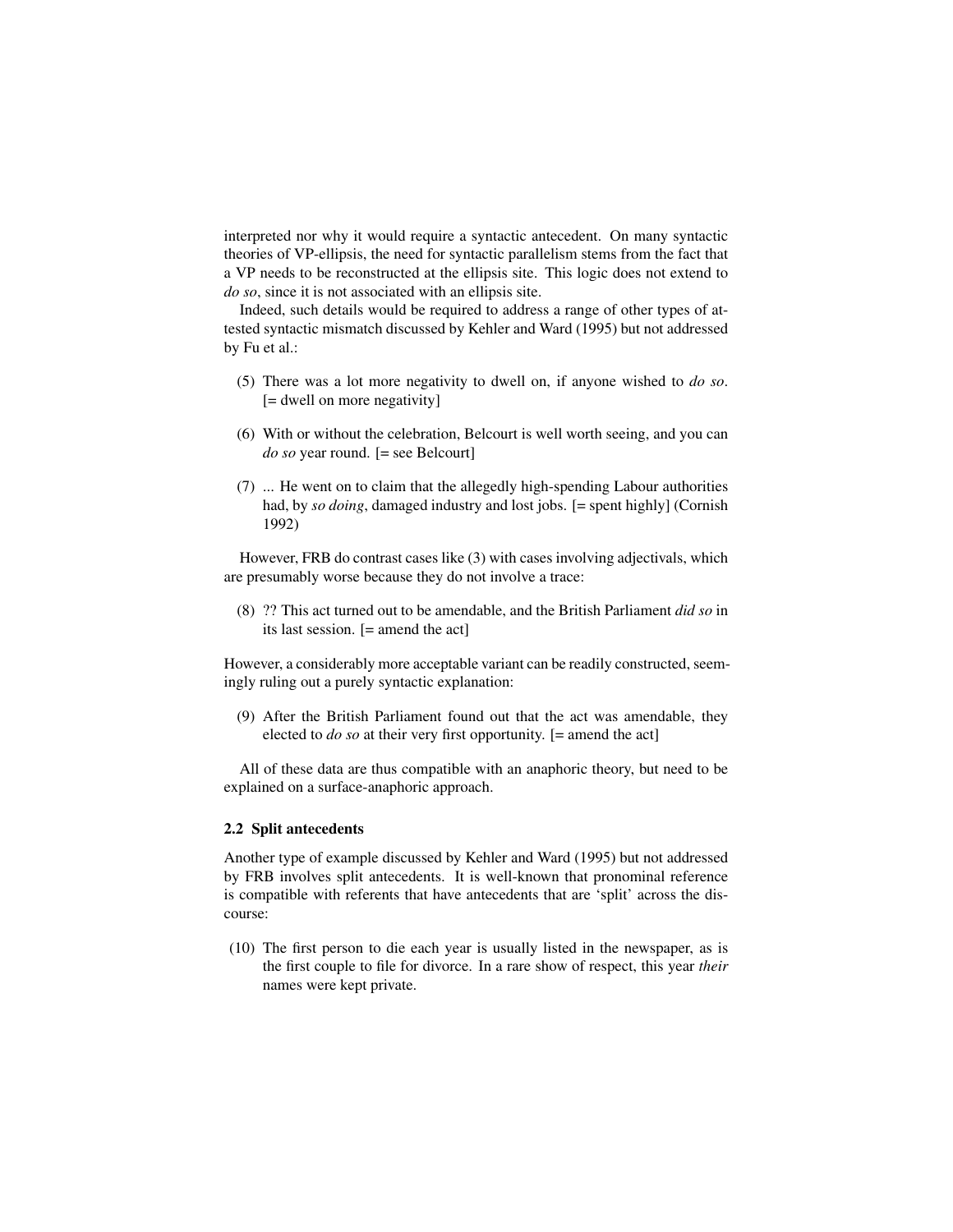interpreted nor why it would require a syntactic antecedent. On many syntactic theories of VP-ellipsis, the need for syntactic parallelism stems from the fact that a VP needs to be reconstructed at the ellipsis site. This logic does not extend to *do so*, since it is not associated with an ellipsis site.

Indeed, such details would be required to address a range of other types of attested syntactic mismatch discussed by Kehler and Ward (1995) but not addressed by Fu et al.:

(5) There was a lot more negativity to dwell on, if anyone wished to *do so*. [= dwell on more negativity]

(6) With or without the celebration, Belcourt is well worth seeing, and you can *do so* year round. [= see Belcourt]

(7) ... He went on to claim that the allegedly high-spending Labour authorities had, by *so doing*, damaged industry and lost jobs. [= spent highly] (Cornish 1992)

However, FRB do contrast cases like (3) with cases involving adjectivals, which are presumably worse because they do not involve a trace:

(8) ?? This act turned out to be amendable, and the British Parliament *did so* in its last session. [= amend the act]

However, a considerably more acceptable variant can be readily constructed, seemingly ruling out a purely syntactic explanation:

(9) After the British Parliament found out that the act was amendable, they elected to *do so* at their very first opportunity. [= amend the act]

All of these data are thus compatible with an anaphoric theory, but need to be explained on a surface-anaphoric approach.

### 2.2 Split antecedents

Another type of example discussed by Kehler and Ward (1995) but not addressed by FRB involves split antecedents. It is well-known that pronominal reference is compatible with referents that have antecedents that are 'split' across the discourse:

(10) The first person to die each year is usually listed in the newspaper, as is the first couple to file for divorce. In a rare show of respect, this year *their* names were kept private.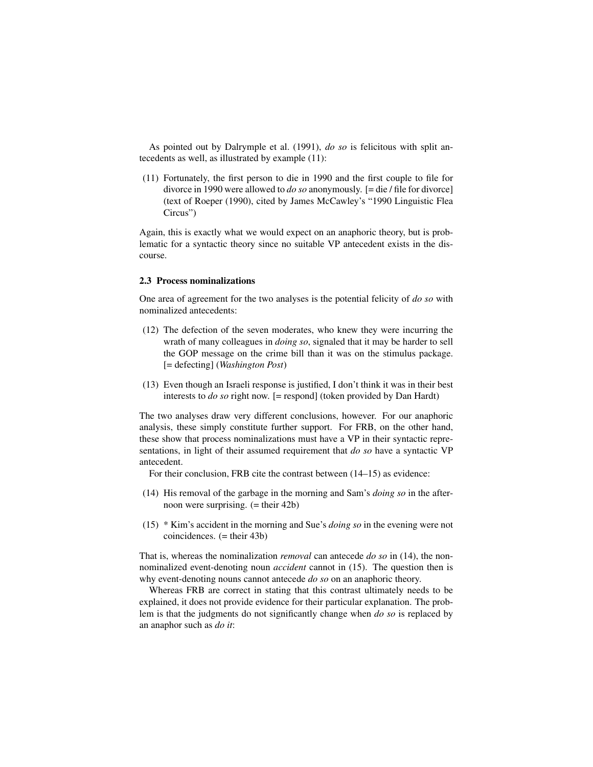As pointed out by Dalrymple et al. (1991), *do so* is felicitous with split antecedents as well, as illustrated by example (11):

(11) Fortunately, the first person to die in 1990 and the first couple to file for divorce in 1990 were allowed to *do so* anonymously. [= die / file for divorce] (text of Roeper (1990), cited by James McCawley's "1990 Linguistic Flea Circus")

Again, this is exactly what we would expect on an anaphoric theory, but is problematic for a syntactic theory since no suitable VP antecedent exists in the discourse.

### 2.3 Process nominalizations

One area of agreement for the two analyses is the potential felicity of *do so* with nominalized antecedents:

(12) The defection of the seven moderates, who knew they were incurring the wrath of many colleagues in *doing so*, signaled that it may be harder to sell the GOP message on the crime bill than it was on the stimulus package. [= defecting] (*Washington Post*)

(13) Even though an Israeli response is justified, I don't think it was in their best interests to *do so* right now. [= respond] (token provided by Dan Hardt)

The two analyses draw very different conclusions, however. For our anaphoric analysis, these simply constitute further support. For FRB, on the other hand, these show that process nominalizations must have a VP in their syntactic representations, in light of their assumed requirement that *do so* have a syntactic VP antecedent.

For their conclusion, FRB cite the contrast between (14–15) as evidence:

(14) His removal of the garbage in the morning and Sam's *doing so* in the afternoon were surprising. (= their 42b)

(15) * Kim's accident in the morning and Sue's *doing so* in the evening were not coincidences. (= their 43b)

That is, whereas the nominalization *removal* can antecede *do so* in (14), the non-nominalized event-denoting noun *accident* cannot in (15). The question then is why event-denoting nouns cannot antecede *do so* on an anaphoric theory.

Whereas FRB are correct in stating that this contrast ultimately needs to be explained, it does not provide evidence for their particular explanation. The problem is that the judgments do not significantly change when *do so* is replaced by an anaphor such as *do it*: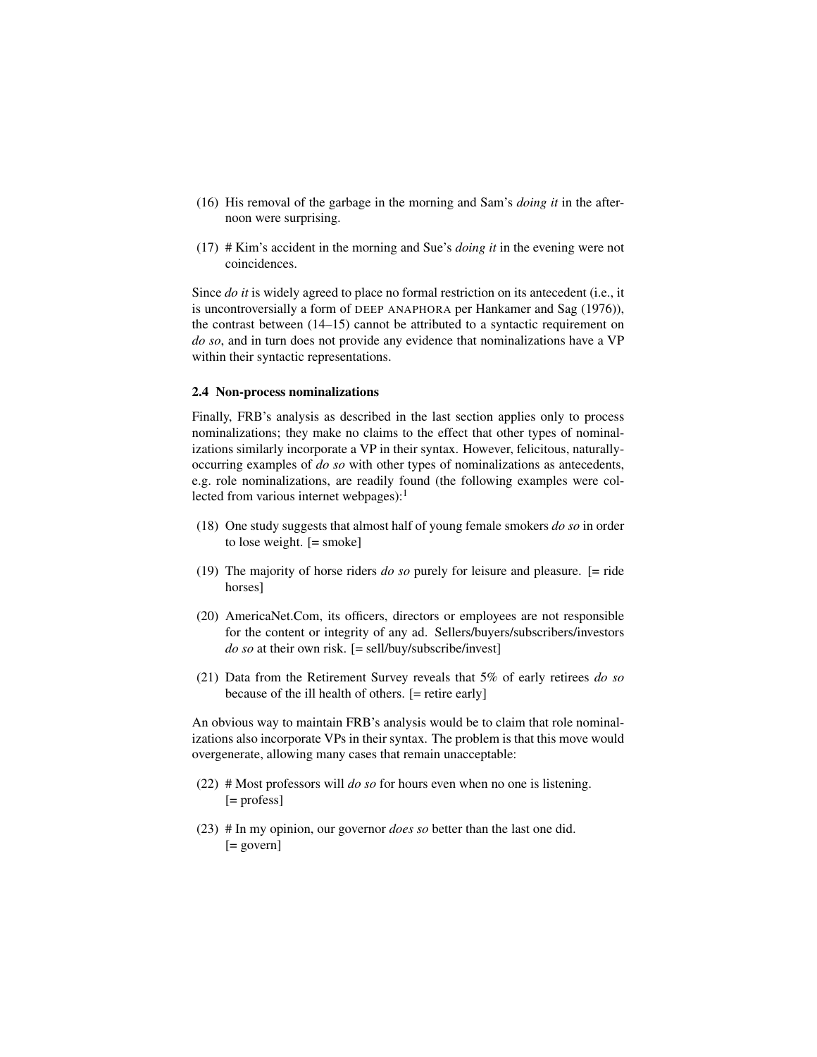(16) His removal of the garbage in the morning and Sam's *doing it* in the afternoon were surprising.

(17) # Kim's accident in the morning and Sue's *doing it* in the evening were not coincidences.

Since *do it* is widely agreed to place no formal restriction on its antecedent (i.e., it is uncontroversially a form of DEEP ANAPHORA per Hankamer and Sag (1976)), the contrast between (14–15) cannot be attributed to a syntactic requirement on *do so*, and in turn does not provide any evidence that nominalizations have a VP within their syntactic representations.

### 2.4 Non-process nominalizations

Finally, FRB's analysis as described in the last section applies only to process nominalizations; they make no claims to the effect that other types of nominalizations similarly incorporate a VP in their syntax. However, felicitous, naturally-occurring examples of *do so* with other types of nominalizations as antecedents, e.g. role nominalizations, are readily found (the following examples were collected from various internet webpages):[1]

(18) One study suggests that almost half of young female smokers *do so* in order to lose weight. [= smoke]

(19) The majority of horse riders *do so* purely for leisure and pleasure. [= ride horses]

(20) AmericaNet.Com, its officers, directors or employees are not responsible for the content or integrity of any ad. Sellers/buyers/subscribers/investors *do so* at their own risk. [= sell/buy/subscribe/invest]

(21) Data from the Retirement Survey reveals that 5% of early retirees *do so* because of the ill health of others. [= retire early]

An obvious way to maintain FRB's analysis would be to claim that role nominalizations also incorporate VPs in their syntax. The problem is that this move would overgenerate, allowing many cases that remain unacceptable:

(22) # Most professors will *do so* for hours even when no one is listening. [= profess]

(23) # In my opinion, our governor *does so* better than the last one did. [= govern]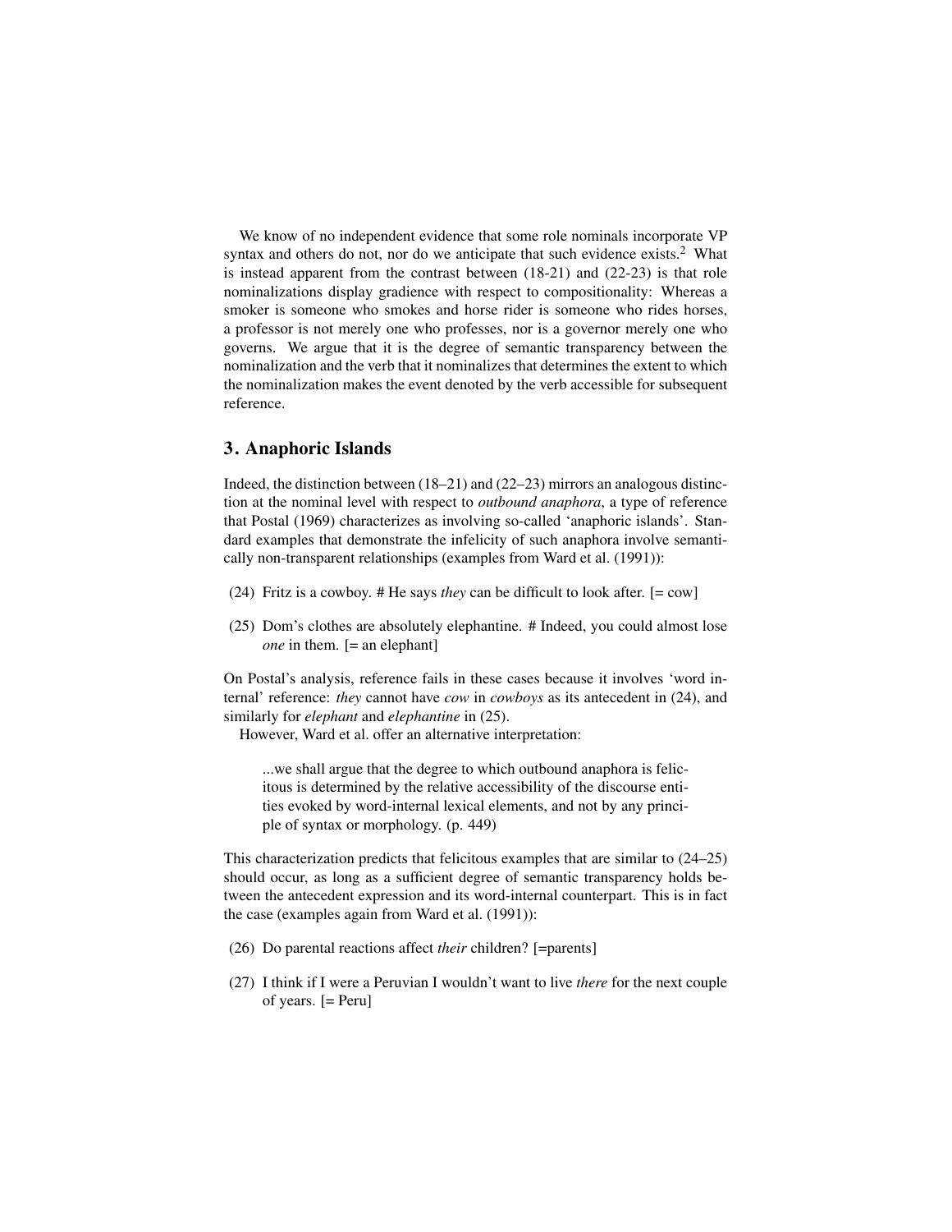We know of no independent evidence that some role nominals incorporate VP syntax and others do not, nor do we anticipate that such evidence exists.[2] What is instead apparent from the contrast between (18-21) and (22-23) is that role nominalizations display gradience with respect to compositionality: Whereas a smoker is someone who smokes and horse rider is someone who rides horses, a professor is not merely one who professes, nor is a governor merely one who governs. We argue that it is the degree of semantic transparency between the nominalization and the verb that it nominalizes that determines the extent to which the nominalization makes the event denoted by the verb accessible for subsequent reference.

## 3. Anaphoric Islands

Indeed, the distinction between (18–21) and (22–23) mirrors an analogous distinction at the nominal level with respect to *outbound anaphora*, a type of reference that Postal (1969) characterizes as involving so-called 'anaphoric islands'. Standard examples that demonstrate the infelicity of such anaphora involve semantically non-transparent relationships (examples from Ward et al. (1991)):

(24) Fritz is a cowboy. # He says *they* can be difficult to look after. [= cow]

(25) Dom's clothes are absolutely elephantine. # Indeed, you could almost lose *one* in them. [= an elephant]

On Postal's analysis, reference fails in these cases because it involves 'word internal' reference: *they* cannot have *cow* in *cowboys* as its antecedent in (24), and similarly for *elephant* and *elephantine* in (25).

However, Ward et al. offer an alternative interpretation:

> ...we shall argue that the degree to which outbound anaphora is felicitous is determined by the relative accessibility of the discourse entities evoked by word-internal lexical elements, and not by any principle of syntax or morphology. (p. 449)

This characterization predicts that felicitous examples that are similar to (24–25) should occur, as long as a sufficient degree of semantic transparency holds between the antecedent expression and its word-internal counterpart. This is in fact the case (examples again from Ward et al. (1991)):

(26) Do parental reactions affect *their* children? [=parents]

(27) I think if I were a Peruvian I wouldn't want to live *there* for the next couple of years. [= Peru]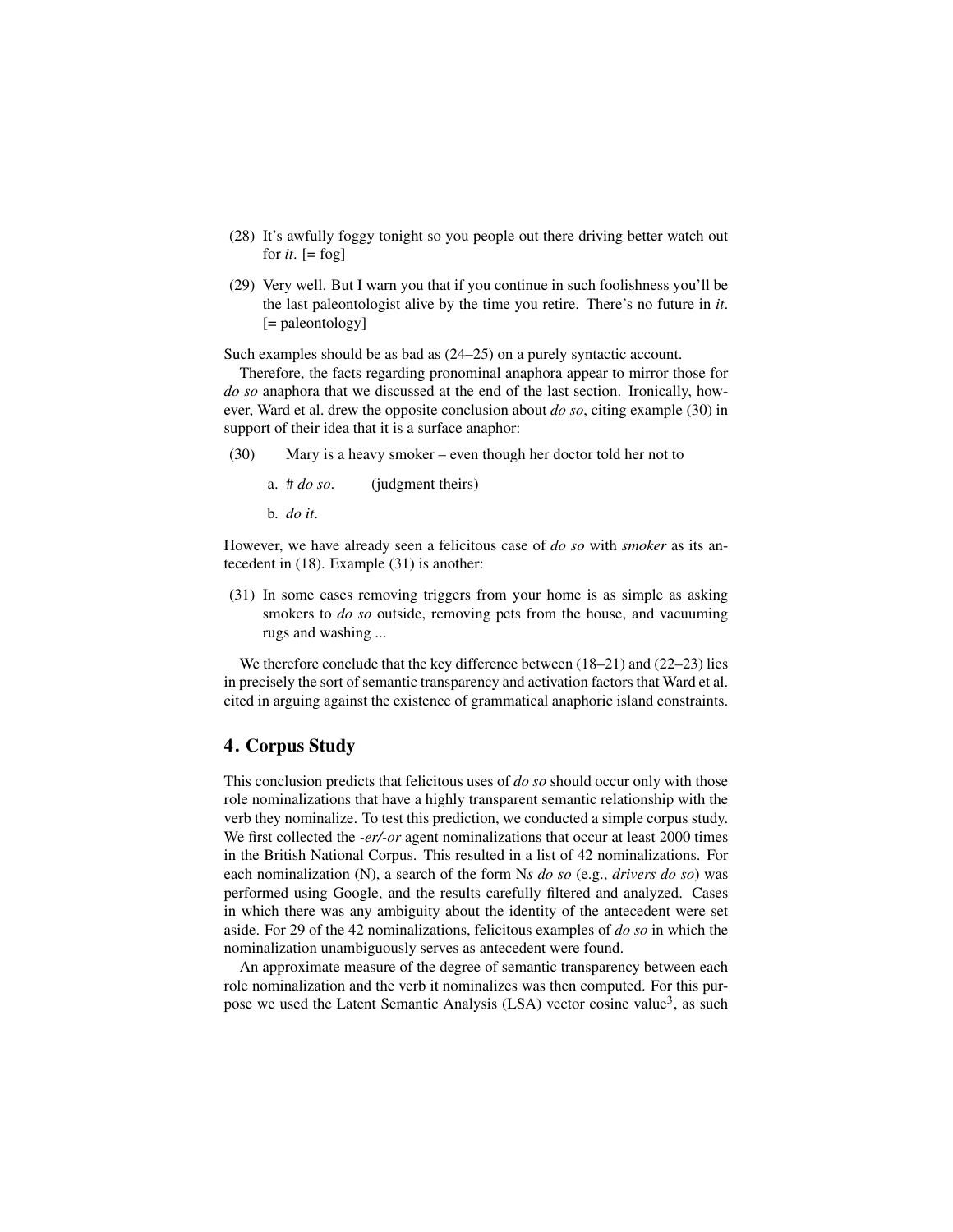(28) It's awfully foggy tonight so you people out there driving better watch out for *it*. [= fog]

(29) Very well. But I warn you that if you continue in such foolishness you'll be the last paleontologist alive by the time you retire. There's no future in *it*. [= paleontology]

Such examples should be as bad as (24–25) on a purely syntactic account.

Therefore, the facts regarding pronominal anaphora appear to mirror those for *do so* anaphora that we discussed at the end of the last section. Ironically, however, Ward et al. drew the opposite conclusion about *do so*, citing example (30) in support of their idea that it is a surface anaphor:

(30) Mary is a heavy smoker – even though her doctor told her not to

a. # *do so*. (judgment theirs)

b. *do it*.

However, we have already seen a felicitous case of *do so* with *smoker* as its antecedent in (18). Example (31) is another:

(31) In some cases removing triggers from your home is as simple as asking smokers to *do so* outside, removing pets from the house, and vacuuming rugs and washing ...

We therefore conclude that the key difference between (18–21) and (22–23) lies in precisely the sort of semantic transparency and activation factors that Ward et al. cited in arguing against the existence of grammatical anaphoric island constraints.

## 4. Corpus Study

This conclusion predicts that felicitous uses of *do so* should occur only with those role nominalizations that have a highly transparent semantic relationship with the verb they nominalize. To test this prediction, we conducted a simple corpus study. We first collected the *-er/-or* agent nominalizations that occur at least 2000 times in the British National Corpus. This resulted in a list of 42 nominalizations. For each nominalization (N), a search of the form N*s do so* (e.g., *drivers do so*) was performed using Google, and the results carefully filtered and analyzed. Cases in which there was any ambiguity about the identity of the antecedent were set aside. For 29 of the 42 nominalizations, felicitous examples of *do so* in which the nominalization unambiguously serves as antecedent were found.

An approximate measure of the degree of semantic transparency between each role nominalization and the verb it nominalizes was then computed. For this purpose we used the Latent Semantic Analysis (LSA) vector cosine value[3], as such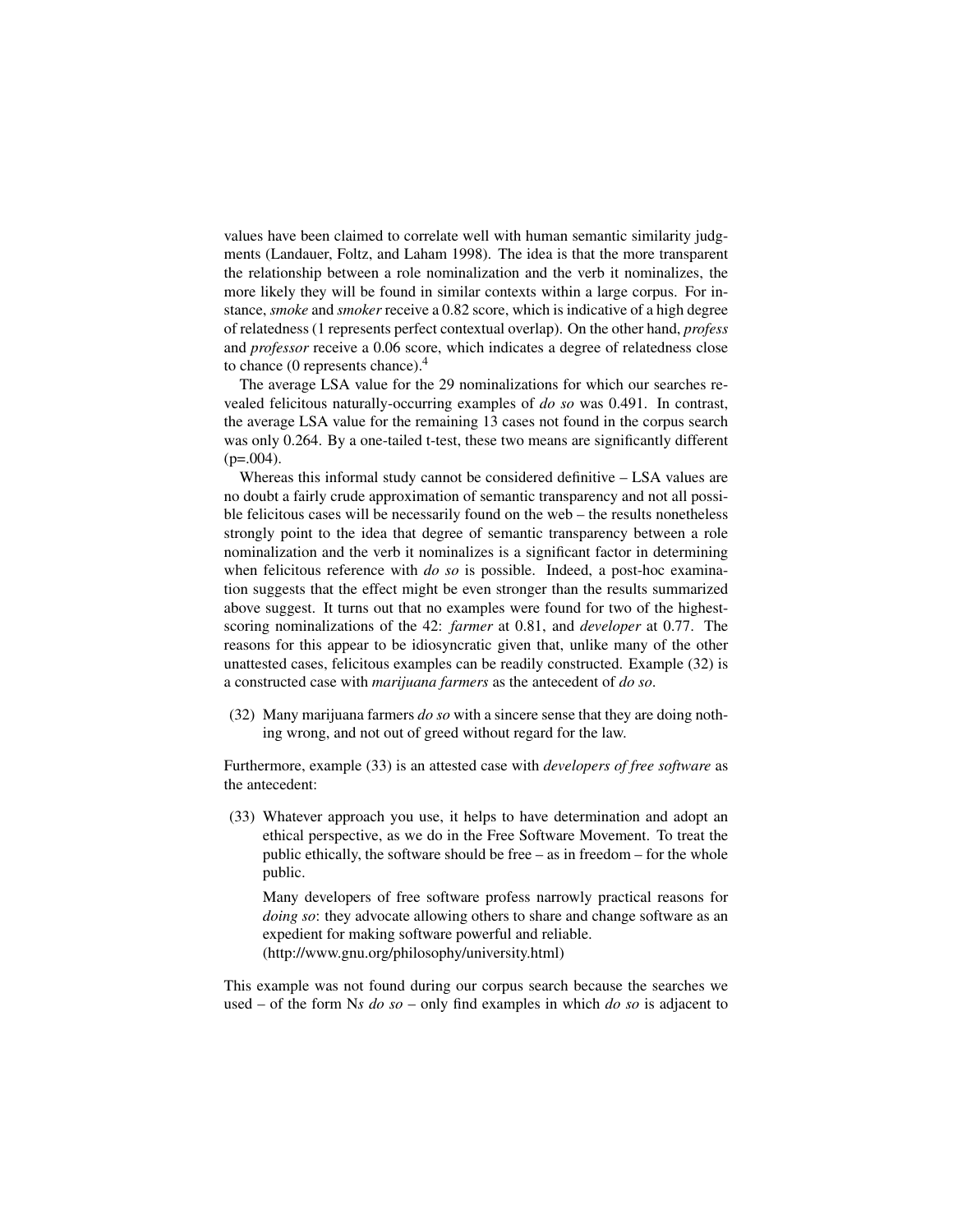values have been claimed to correlate well with human semantic similarity judgments (Landauer, Foltz, and Laham 1998). The idea is that the more transparent the relationship between a role nominalization and the verb it nominalizes, the more likely they will be found in similar contexts within a large corpus. For instance, *smoke* and *smoker* receive a 0.82 score, which is indicative of a high degree of relatedness (1 represents perfect contextual overlap). On the other hand, *profess* and *professor* receive a 0.06 score, which indicates a degree of relatedness close to chance (0 represents chance).[4]

The average LSA value for the 29 nominalizations for which our searches revealed felicitous naturally-occurring examples of *do so* was 0.491. In contrast, the average LSA value for the remaining 13 cases not found in the corpus search was only 0.264. By a one-tailed t-test, these two means are significantly different ($p$=.004).

Whereas this informal study cannot be considered definitive – LSA values are no doubt a fairly crude approximation of semantic transparency and not all possible felicitous cases will be necessarily found on the web – the results nonetheless strongly point to the idea that degree of semantic transparency between a role nominalization and the verb it nominalizes is a significant factor in determining when felicitous reference with *do so* is possible. Indeed, a post-hoc examination suggests that the effect might be even stronger than the results summarized above suggest. It turns out that no examples were found for two of the highest-scoring nominalizations of the 42: *farmer* at 0.81, and *developer* at 0.77. The reasons for this appear to be idiosyncratic given that, unlike many of the other unattested cases, felicitous examples can be readily constructed. Example (32) is a constructed case with *marijuana farmers* as the antecedent of *do so*.

(32) Many marijuana farmers *do so* with a sincere sense that they are doing nothing wrong, and not out of greed without regard for the law.

Furthermore, example (33) is an attested case with *developers of free software* as the antecedent:

(33) Whatever approach you use, it helps to have determination and adopt an ethical perspective, as we do in the Free Software Movement. To treat the public ethically, the software should be free – as in freedom – for the whole public.

Many developers of free software profess narrowly practical reasons for *doing so*: they advocate allowing others to share and change software as an expedient for making software powerful and reliable.
(http://www.gnu.org/philosophy/university.html)

This example was not found during our corpus search because the searches we used – of the form N*s do so* – only find examples in which *do so* is adjacent to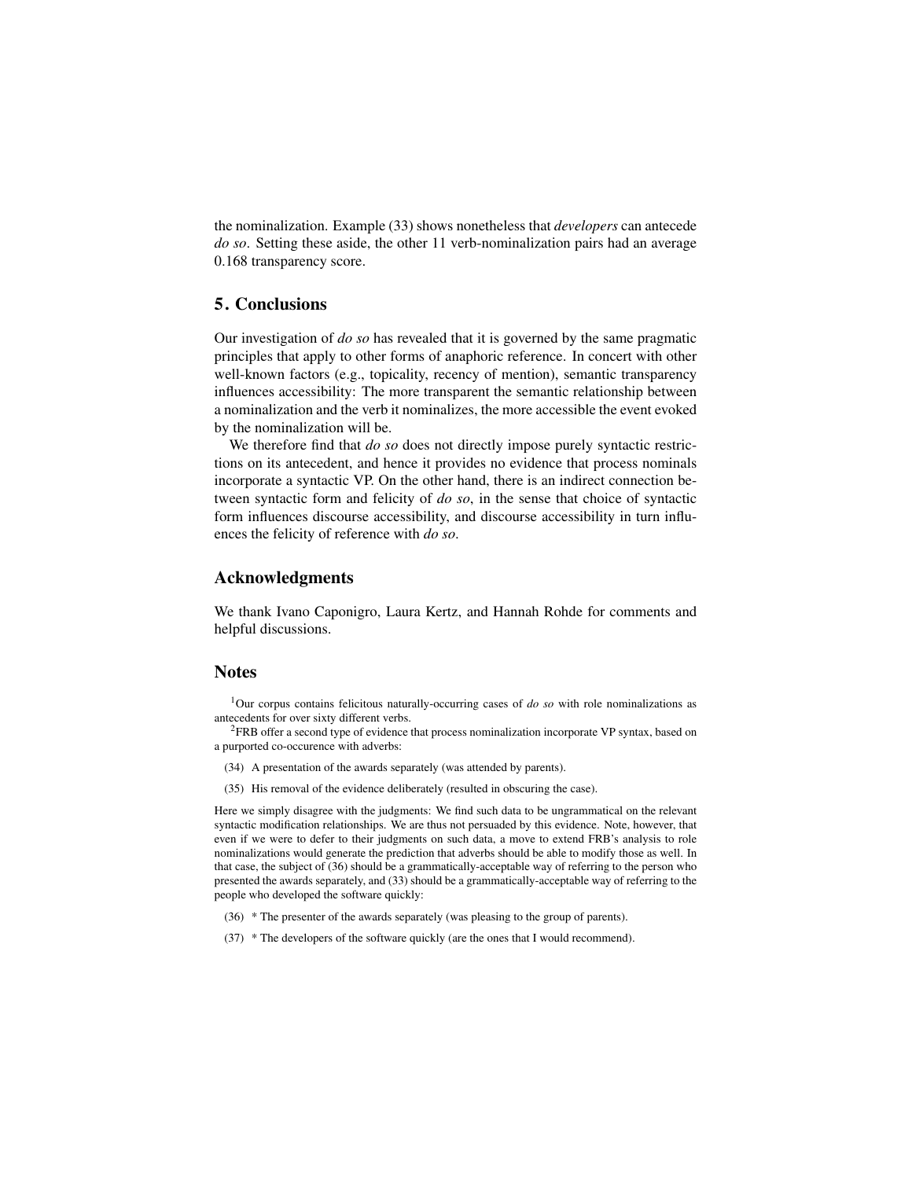the nominalization. Example (33) shows nonetheless that *developers* can antecede *do so*. Setting these aside, the other 11 verb-nominalization pairs had an average 0.168 transparency score.

## 5. Conclusions

Our investigation of *do so* has revealed that it is governed by the same pragmatic principles that apply to other forms of anaphoric reference. In concert with other well-known factors (e.g., topicality, recency of mention), semantic transparency influences accessibility: The more transparent the semantic relationship between a nominalization and the verb it nominalizes, the more accessible the event evoked by the nominalization will be.

We therefore find that *do so* does not directly impose purely syntactic restrictions on its antecedent, and hence it provides no evidence that process nominals incorporate a syntactic VP. On the other hand, there is an indirect connection between syntactic form and felicity of *do so*, in the sense that choice of syntactic form influences discourse accessibility, and discourse accessibility in turn influences the felicity of reference with *do so*.

## Acknowledgments

We thank Ivano Caponigro, Laura Kertz, and Hannah Rohde for comments and helpful discussions.

## Notes

[1]Our corpus contains felicitous naturally-occurring cases of *do so* with role nominalizations as antecedents for over sixty different verbs.

[2]FRB offer a second type of evidence that process nominalization incorporate VP syntax, based on a purported co-occurence with adverbs:

(34) A presentation of the awards separately (was attended by parents).

(35) His removal of the evidence deliberately (resulted in obscuring the case).

Here we simply disagree with the judgments: We find such data to be ungrammatical on the relevant syntactic modification relationships. We are thus not persuaded by this evidence. Note, however, that even if we were to defer to their judgments on such data, a move to extend FRB's analysis to role nominalizations would generate the prediction that adverbs should be able to modify those as well. In that case, the subject of (36) should be a grammatically-acceptable way of referring to the person who presented the awards separately, and (33) should be a grammatically-acceptable way of referring to the people who developed the software quickly:

(36) * The presenter of the awards separately (was pleasing to the group of parents).

(37) * The developers of the software quickly (are the ones that I would recommend).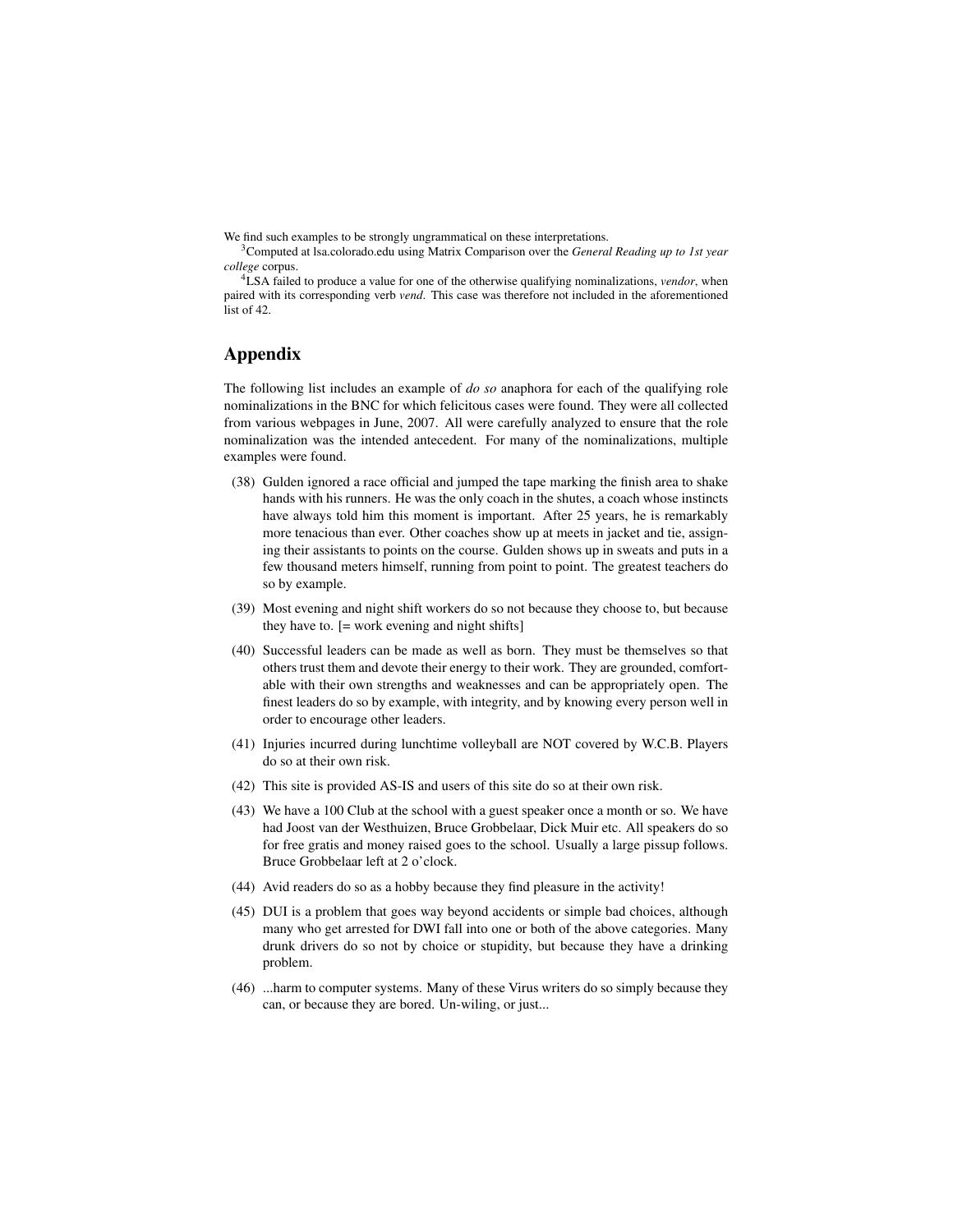We find such examples to be strongly ungrammatical on these interpretations.

[3]Computed at lsa.colorado.edu using Matrix Comparison over the *General Reading up to 1st year college* corpus.

[4]LSA failed to produce a value for one of the otherwise qualifying nominalizations, *vendor*, when paired with its corresponding verb *vend*. This case was therefore not included in the aforementioned list of 42.

## Appendix

The following list includes an example of *do so* anaphora for each of the qualifying role nominalizations in the BNC for which felicitous cases were found. They were all collected from various webpages in June, 2007. All were carefully analyzed to ensure that the role nominalization was the intended antecedent. For many of the nominalizations, multiple examples were found.

(38) Gulden ignored a race official and jumped the tape marking the finish area to shake hands with his runners. He was the only coach in the shutes, a coach whose instincts have always told him this moment is important. After 25 years, he is remarkably more tenacious than ever. Other coaches show up at meets in jacket and tie, assigning their assistants to points on the course. Gulden shows up in sweats and puts in a few thousand meters himself, running from point to point. The greatest teachers do so by example.

(39) Most evening and night shift workers do so not because they choose to, but because they have to. [= work evening and night shifts]

(40) Successful leaders can be made as well as born. They must be themselves so that others trust them and devote their energy to their work. They are grounded, comfortable with their own strengths and weaknesses and can be appropriately open. The finest leaders do so by example, with integrity, and by knowing every person well in order to encourage other leaders.

(41) Injuries incurred during lunchtime volleyball are NOT covered by W.C.B. Players do so at their own risk.

(42) This site is provided AS-IS and users of this site do so at their own risk.

(43) We have a 100 Club at the school with a guest speaker once a month or so. We have had Joost van der Westhuizen, Bruce Grobbelaar, Dick Muir etc. All speakers do so for free gratis and money raised goes to the school. Usually a large pissup follows. Bruce Grobbelaar left at 2 o'clock.

(44) Avid readers do so as a hobby because they find pleasure in the activity!

(45) DUI is a problem that goes way beyond accidents or simple bad choices, although many who get arrested for DWI fall into one or both of the above categories. Many drunk drivers do so not by choice or stupidity, but because they have a drinking problem.

(46) ...harm to computer systems. Many of these Virus writers do so simply because they can, or because they are bored. Un-wiling, or just...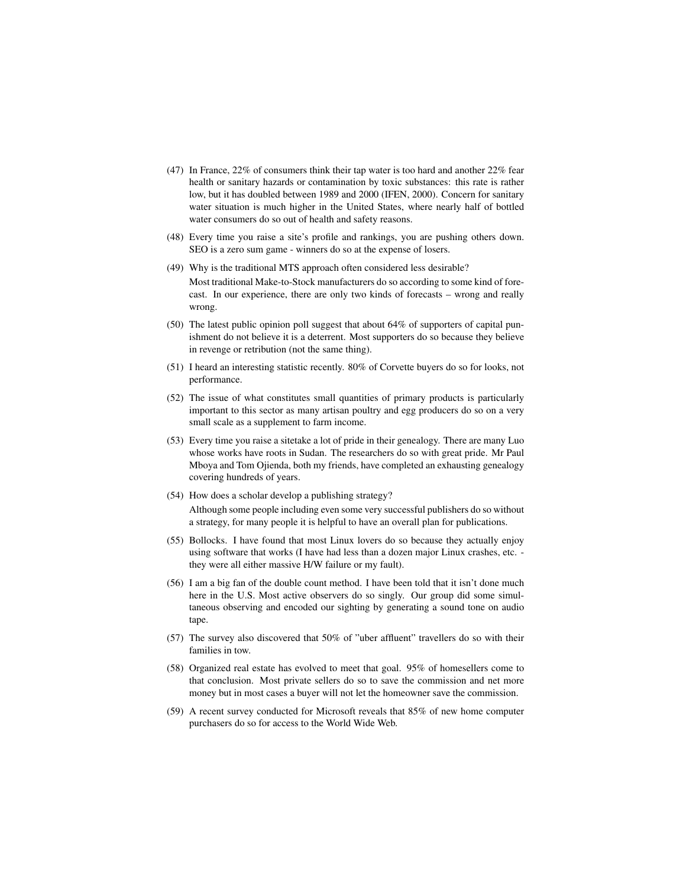(47) In France, 22% of consumers think their tap water is too hard and another 22% fear health or sanitary hazards or contamination by toxic substances: this rate is rather low, but it has doubled between 1989 and 2000 (IFEN, 2000). Concern for sanitary water situation is much higher in the United States, where nearly half of bottled water consumers do so out of health and safety reasons.

(48) Every time you raise a site's profile and rankings, you are pushing others down. SEO is a zero sum game - winners do so at the expense of losers.

(49) Why is the traditional MTS approach often considered less desirable?
Most traditional Make-to-Stock manufacturers do so according to some kind of forecast. In our experience, there are only two kinds of forecasts – wrong and really wrong.

(50) The latest public opinion poll suggest that about 64% of supporters of capital punishment do not believe it is a deterrent. Most supporters do so because they believe in revenge or retribution (not the same thing).

(51) I heard an interesting statistic recently. 80% of Corvette buyers do so for looks, not performance.

(52) The issue of what constitutes small quantities of primary products is particularly important to this sector as many artisan poultry and egg producers do so on a very small scale as a supplement to farm income.

(53) Every time you raise a sitetake a lot of pride in their genealogy. There are many Luo whose works have roots in Sudan. The researchers do so with great pride. Mr Paul Mboya and Tom Ojienda, both my friends, have completed an exhausting genealogy covering hundreds of years.

(54) How does a scholar develop a publishing strategy?
Although some people including even some very successful publishers do so without a strategy, for many people it is helpful to have an overall plan for publications.

(55) Bollocks. I have found that most Linux lovers do so because they actually enjoy using software that works (I have had less than a dozen major Linux crashes, etc. - they were all either massive H/W failure or my fault).

(56) I am a big fan of the double count method. I have been told that it isn't done much here in the U.S. Most active observers do so singly. Our group did some simultaneous observing and encoded our sighting by generating a sound tone on audio tape.

(57) The survey also discovered that 50% of "uber affluent" travellers do so with their families in tow.

(58) Organized real estate has evolved to meet that goal. 95% of homesellers come to that conclusion. Most private sellers do so to save the commission and net more money but in most cases a buyer will not let the homeowner save the commission.

(59) A recent survey conducted for Microsoft reveals that 85% of new home computer purchasers do so for access to the World Wide Web.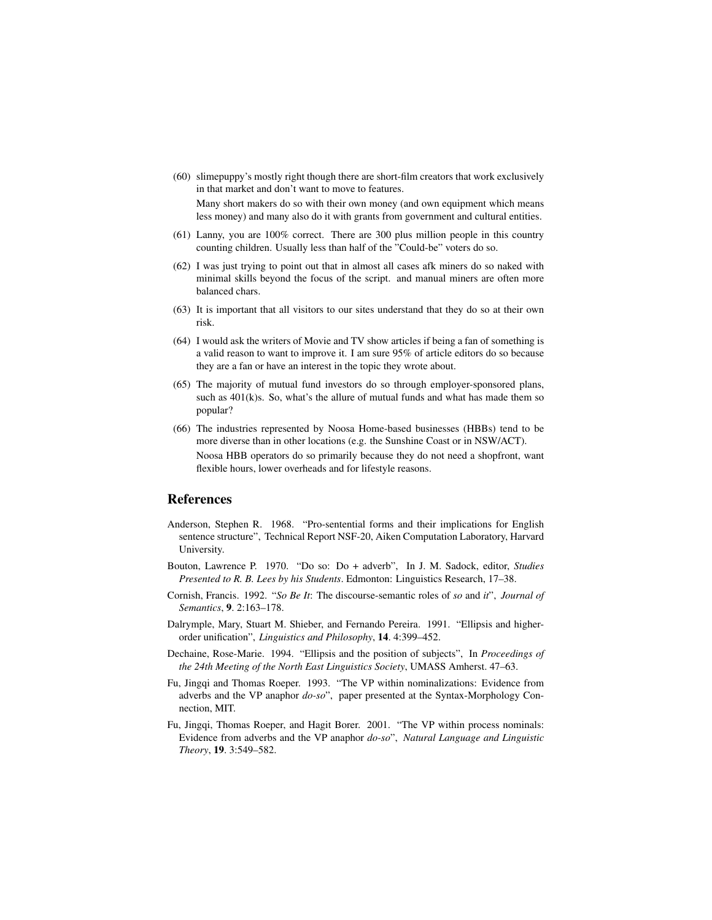(60) slimepuppy's mostly right though there are short-film creators that work exclusively in that market and don't want to move to features.

Many short makers do so with their own money (and own equipment which means less money) and many also do it with grants from government and cultural entities.

(61) Lanny, you are 100% correct. There are 300 plus million people in this country counting children. Usually less than half of the "Could-be" voters do so.

(62) I was just trying to point out that in almost all cases afk miners do so naked with minimal skills beyond the focus of the script. and manual miners are often more balanced chars.

(63) It is important that all visitors to our sites understand that they do so at their own risk.

(64) I would ask the writers of Movie and TV show articles if being a fan of something is a valid reason to want to improve it. I am sure 95% of article editors do so because they are a fan or have an interest in the topic they wrote about.

(65) The majority of mutual fund investors do so through employer-sponsored plans, such as 401(k)s. So, what's the allure of mutual funds and what has made them so popular?

(66) The industries represented by Noosa Home-based businesses (HBBs) tend to be more diverse than in other locations (e.g. the Sunshine Coast or in NSW/ACT).

Noosa HBB operators do so primarily because they do not need a shopfront, want flexible hours, lower overheads and for lifestyle reasons.

## References

Anderson, Stephen R. 1968. "Pro-sentential forms and their implications for English sentence structure", Technical Report NSF-20, Aiken Computation Laboratory, Harvard University.

Bouton, Lawrence P. 1970. "Do so: Do + adverb", In J. M. Sadock, editor, *Studies Presented to R. B. Lees by his Students*. Edmonton: Linguistics Research, 17–38.

Cornish, Francis. 1992. "*So Be It*: The discourse-semantic roles of *so* and *it*", *Journal of Semantics*, **9**. 2:163–178.

Dalrymple, Mary, Stuart M. Shieber, and Fernando Pereira. 1991. "Ellipsis and higher-order unification", *Linguistics and Philosophy*, **14**. 4:399–452.

Dechaine, Rose-Marie. 1994. "Ellipsis and the position of subjects", In *Proceedings of the 24th Meeting of the North East Linguistics Society*, UMASS Amherst. 47–63.

Fu, Jingqi and Thomas Roeper. 1993. "The VP within nominalizations: Evidence from adverbs and the VP anaphor *do-so*", paper presented at the Syntax-Morphology Connection, MIT.

Fu, Jingqi, Thomas Roeper, and Hagit Borer. 2001. "The VP within process nominals: Evidence from adverbs and the VP anaphor *do-so*", *Natural Language and Linguistic Theory*, **19**. 3:549–582.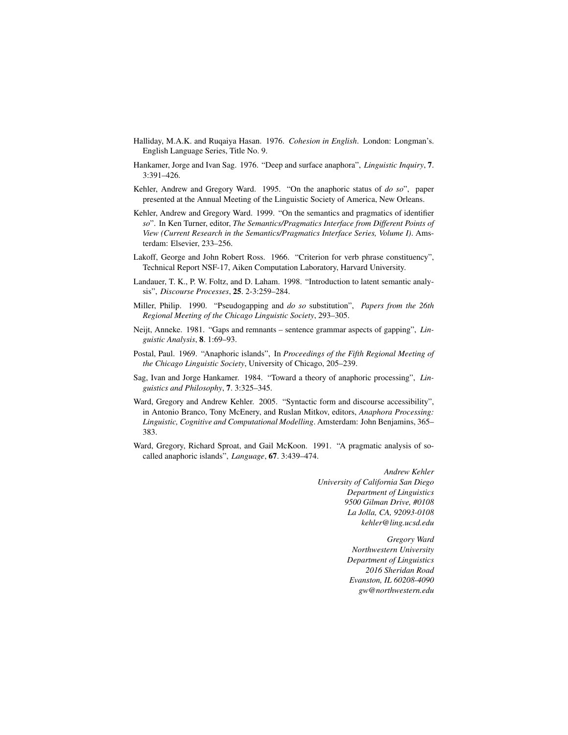Halliday, M.A.K. and Ruqaiya Hasan. 1976. *Cohesion in English*. London: Longman's. English Language Series, Title No. 9.

Hankamer, Jorge and Ivan Sag. 1976. "Deep and surface anaphora", *Linguistic Inquiry*, **7**. 3:391–426.

Kehler, Andrew and Gregory Ward. 1995. "On the anaphoric status of *do so*", paper presented at the Annual Meeting of the Linguistic Society of America, New Orleans.

Kehler, Andrew and Gregory Ward. 1999. "On the semantics and pragmatics of identifier *so*". In Ken Turner, editor, *The Semantics/Pragmatics Interface from Different Points of View (Current Research in the Semantics/Pragmatics Interface Series, Volume I)*. Amsterdam: Elsevier, 233–256.

Lakoff, George and John Robert Ross. 1966. "Criterion for verb phrase constituency", Technical Report NSF-17, Aiken Computation Laboratory, Harvard University.

Landauer, T. K., P. W. Foltz, and D. Laham. 1998. "Introduction to latent semantic analysis", *Discourse Processes*, **25**. 2-3:259–284.

Miller, Philip. 1990. "Pseudogapping and *do so* substitution", *Papers from the 26th Regional Meeting of the Chicago Linguistic Society*, 293–305.

Neijt, Anneke. 1981. "Gaps and remnants – sentence grammar aspects of gapping", *Linguistic Analysis*, **8**. 1:69–93.

Postal, Paul. 1969. "Anaphoric islands", In *Proceedings of the Fifth Regional Meeting of the Chicago Linguistic Society*, University of Chicago, 205–239.

Sag, Ivan and Jorge Hankamer. 1984. "Toward a theory of anaphoric processing", *Linguistics and Philosophy*, **7**. 3:325–345.

Ward, Gregory and Andrew Kehler. 2005. "Syntactic form and discourse accessibility", in Antonio Branco, Tony McEnery, and Ruslan Mitkov, editors, *Anaphora Processing: Linguistic, Cognitive and Computational Modelling*. Amsterdam: John Benjamins, 365–383.

Ward, Gregory, Richard Sproat, and Gail McKoon. 1991. "A pragmatic analysis of so-called anaphoric islands", *Language*, **67**. 3:439–474.

*Andrew Kehler*
*University of California San Diego*
*Department of Linguistics*
*9500 Gilman Drive, #0108*
*La Jolla, CA, 92093-0108*
*kehler@ling.ucsd.edu*

*Gregory Ward*
*Northwestern University*
*Department of Linguistics*
*2016 Sheridan Road*
*Evanston, IL 60208-4090*
*gw@northwestern.edu*